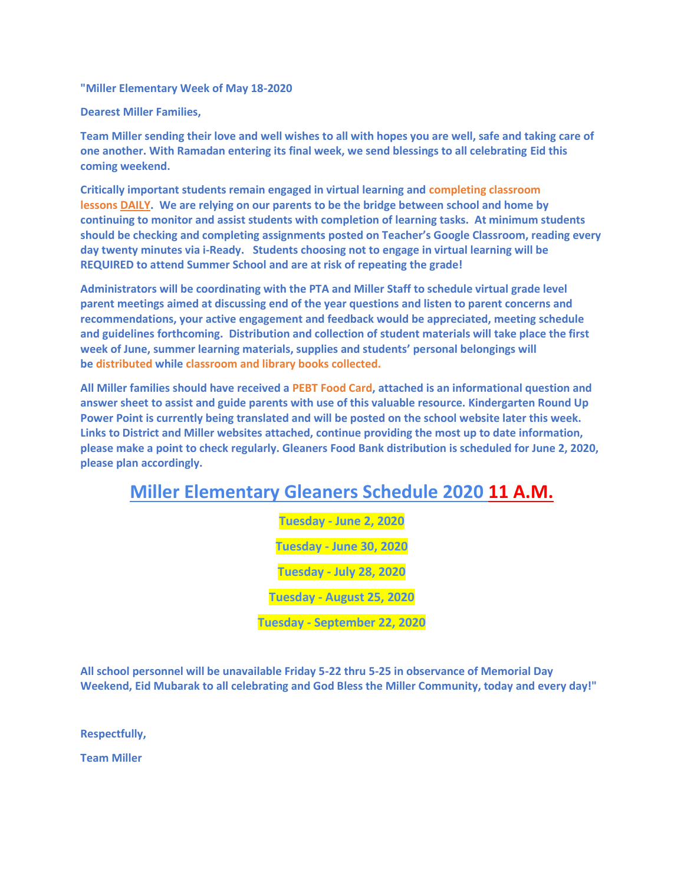**"Miller Elementary Week of May 18-2020**

**Dearest Miller Families,**

**Team Miller sending their love and well wishes to all with hopes you are well, safe and taking care of one another. With Ramadan entering its final week, we send blessings to all celebrating Eid this coming weekend.**

**Critically important students remain engaged in virtual learning and completing classroom lessons DAILY. We are relying on our parents to be the bridge between school and home by continuing to monitor and assist students with completion of learning tasks. At minimum students should be checking and completing assignments posted on Teacher's Google Classroom, reading every day twenty minutes via i-Ready. Students choosing not to engage in virtual learning will be REQUIRED to attend Summer School and are at risk of repeating the grade!**

**Administrators will be coordinating with the PTA and Miller Staff to schedule virtual grade level parent meetings aimed at discussing end of the year questions and listen to parent concerns and recommendations, your active engagement and feedback would be appreciated, meeting schedule and guidelines forthcoming. Distribution and collection of student materials will take place the first week of June, summer learning materials, supplies and students' personal belongings will be distributed while classroom and library books collected.**

**All Miller families should have received a PEBT Food Card, attached is an informational question and answer sheet to assist and guide parents with use of this valuable resource. Kindergarten Round Up Power Point is currently being translated and will be posted on the school website later this week. Links to District and Miller websites attached, continue providing the most up to date information, please make a point to check regularly. Gleaners Food Bank distribution is scheduled for June 2, 2020, please plan accordingly.**

## Miller Elementary Gleaners Schedule 2020 11 A.M.

**Tuesday - June 2, 2020**

**Tuesday - June 30, 2020**

**Tuesday - July 28, 2020**

**Tuesday - August 25, 2020**

**Tuesday - September 22, 2020**

**All school personnel will be unavailable Friday 5-22 thru 5-25 in observance of Memorial Day Weekend, Eid Mubarak to all celebrating and God Bless the Miller Community, today and every day!"**

**Respectfully,**

**Team Miller**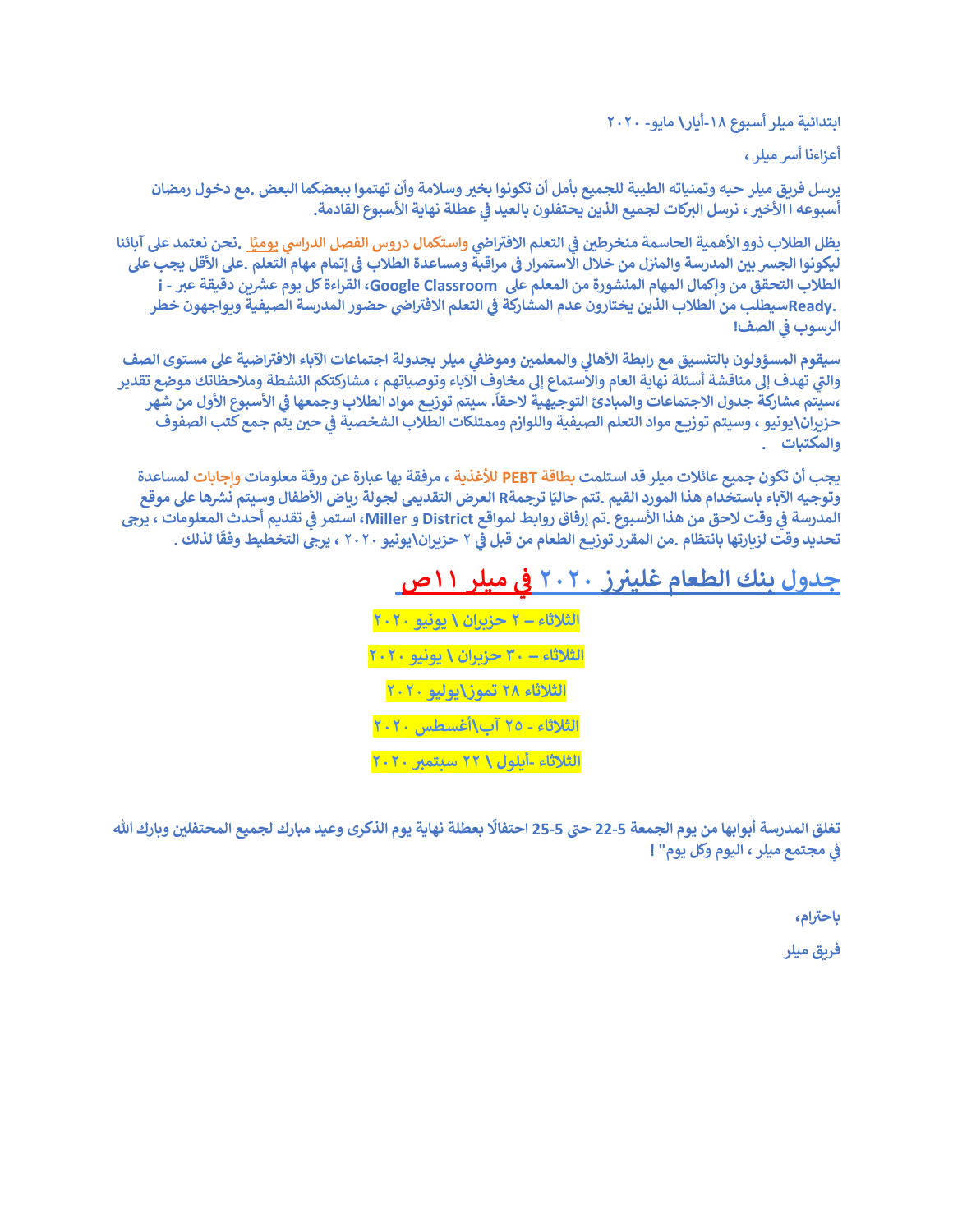ابتدائية ميلر أسبوع ١٨-أيار\ مايو- ٢٠٢٠

أعزاءنا أسر ميلر ،

يرسل فريق ميلر حبه وتمنياته الطيبة للجميع بأمل أن تكونوا بخير وسلامة وأن تهتموا ببعضكما البعض .مع دخول رمضان أسبوعه ا الأخير ، نرسل البركات لجميع الذين يحتفلون بالعيد في عطلة نهاية الأسبوع القادمة.

يظل الطلاب ذوو الأهمية الحاسمة منخرطين في التعلم الافتراضي واستكمال دروس الفصل الدراسي يوميًا .نحن نعتمد على آبائنا ليكونوا الجسر بين المدرسة والمنزل من خلال الاستمرار في مراقبة ومساعدة الطلاب في إتمام مهام التعلم .على الأقل يجب على الطلاب التحقق من وإكمال المهام المنشورة من المعلم على Google Classroom، القراءة كل يوم عشرين دقيقة عبر i - Ready. سيطلب من الطلاب الذين يختارون عدم المشاركة في التعلم الافتراضي حضور المدرسة الصيفية ويواجهون خطر الرسوب في الصف!

سيقوم المسؤولون بالتنسيق مع رابطة الأهالي والمعلمين وموظفي ميلر بجدولة اجتماعات الآباء الافتراضية على مستوى الصف والتي تهدف إلى مناقشة أسئلة نهاية العام والاستماع إلى مخاوف الآباء وتوصياتهم ، مشاركتكم النشطة وملاحظاتك موضع تقدير ،سيتم مشاركة جدول الاجتماعات والمبادئ التوجيهية لاحقاً. سيتم توزيع مواد الطلاب وجمعها في الأسبوع الأول من شهر حزيران\يونيو ، وسيتم توزيع مواد التعلم الصيفية واللوازم وممتلكات الطلاب الشخصية في حين يتم جمع كتب الصفوف والمكتبات .

يجب أن تكون جميع عائلات ميلر قد استلمت بطاقة PEBT للأغذية ، مرفقة بها عبارة عن ورقة معلومات وإجابات لمساعدة وتوجيه الآباء باستخدام هذا المورد القيم .تم حاليًا ترجمةR العرض التقديمي لجولة رياض الأطفال وسيتم نشرها على موقع المدرسة في وقت لاحق من هذا الأسبوع .تم إرفاق روابط لمواقع District و Miller، استمر في تقديم أحدث المعلومات ، يرجى تحديد وقت لزيارتها بانتظام .من المقرر توزيع الطعام من قبل في ٢ حزيران\يونيو ٢٠٢٠ ، يرجى التخطيط وفقًا لذلك .

## جدول بنك الطعام غليترز ٢٠٢٠ في ميلر ١١ص

**الثلاثاء – ٢ حزيران \ يونيو ٢٠٢٠**

**الثلاثاء – ٣٠ حزيران \ يونيو ٢٠٢٠**

**الثلاثاء ٢٨ تموز\يوليو ٢٠٢٠**

**الثلاثاء - ٢٥ آب\أغسطس ٢٠٢٠**

**الثلاثاء -أيلول \ ٢٢ سبتمبر ٢٠٢٠**

تغلق المدرسة أبوابها من يوم الجمعة 5-22 حتى 5-25 احتفالًا بعطلة نهاية يوم الذكرى وعيد مبارك لجميع المحتفلين وبارك الله في مجتمع ميلر ، اليوم وكل يوم" !

باحترام،

فريق ميلر